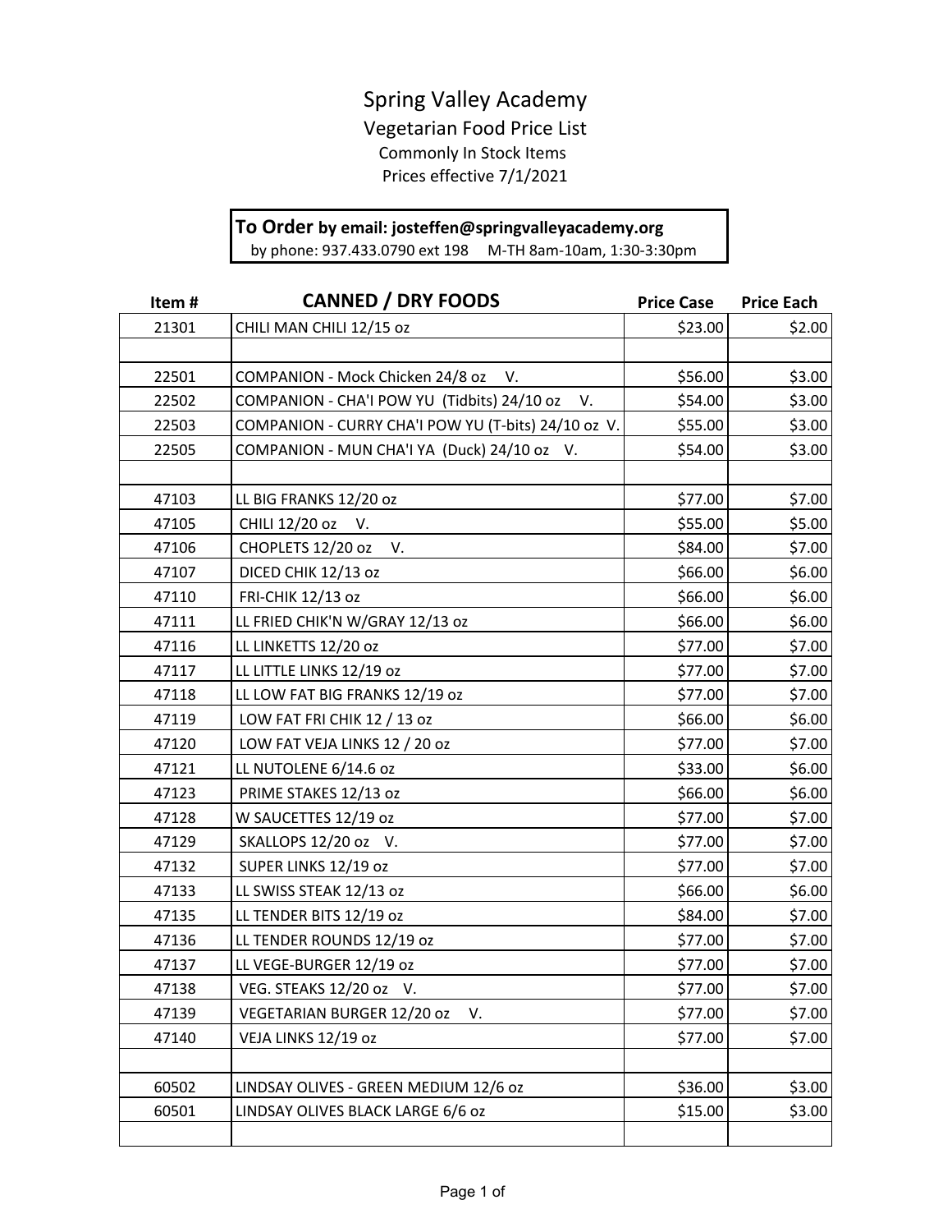# Spring Valley Academy

## Vegetarian Food Price List

Commonly In Stock Items

Prices effective 7/1/2021

**To Order by email: josteffen@springvalleyacademy.org**
by phone: 937.433.0790 ext 198 M-TH 8am-10am, 1:30-3:30pm

| Item # | CANNED / DRY FOODS | Price Case | Price Each |
|---|---|---|---|
| 21301 | CHILI MAN CHILI 12/15 oz | $23.00 | $2.00 |
| | | | |
| 22501 | COMPANION - Mock Chicken 24/8 oz V. | $56.00 | $3.00 |
| 22502 | COMPANION - CHA'I POW YU (Tidbits) 24/10 oz V. | $54.00 | $3.00 |
| 22503 | COMPANION - CURRY CHA'I POW YU (T-bits) 24/10 oz V. | $55.00 | $3.00 |
| 22505 | COMPANION - MUN CHA'I YA (Duck) 24/10 oz V. | $54.00 | $3.00 |
| | | | |
| 47103 | LL BIG FRANKS 12/20 oz | $77.00 | $7.00 |
| 47105 | CHILI 12/20 oz V. | $55.00 | $5.00 |
| 47106 | CHOPLETS 12/20 oz V. | $84.00 | $7.00 |
| 47107 | DICED CHIK 12/13 oz | $66.00 | $6.00 |
| 47110 | FRI-CHIK 12/13 oz | $66.00 | $6.00 |
| 47111 | LL FRIED CHIK'N W/GRAY 12/13 oz | $66.00 | $6.00 |
| 47116 | LL LINKETTS 12/20 oz | $77.00 | $7.00 |
| 47117 | LL LITTLE LINKS 12/19 oz | $77.00 | $7.00 |
| 47118 | LL LOW FAT BIG FRANKS 12/19 oz | $77.00 | $7.00 |
| 47119 | LOW FAT FRI CHIK 12 / 13 oz | $66.00 | $6.00 |
| 47120 | LOW FAT VEJA LINKS 12 / 20 oz | $77.00 | $7.00 |
| 47121 | LL NUTOLENE 6/14.6 oz | $33.00 | $6.00 |
| 47123 | PRIME STAKES 12/13 oz | $66.00 | $6.00 |
| 47128 | W SAUCETTES 12/19 oz | $77.00 | $7.00 |
| 47129 | SKALLOPS 12/20 oz V. | $77.00 | $7.00 |
| 47132 | SUPER LINKS 12/19 oz | $77.00 | $7.00 |
| 47133 | LL SWISS STEAK 12/13 oz | $66.00 | $6.00 |
| 47135 | LL TENDER BITS 12/19 oz | $84.00 | $7.00 |
| 47136 | LL TENDER ROUNDS 12/19 oz | $77.00 | $7.00 |
| 47137 | LL VEGE-BURGER 12/19 oz | $77.00 | $7.00 |
| 47138 | VEG. STEAKS 12/20 oz V. | $77.00 | $7.00 |
| 47139 | VEGETARIAN BURGER 12/20 oz V. | $77.00 | $7.00 |
| 47140 | VEJA LINKS 12/19 oz | $77.00 | $7.00 |
| | | | |
| 60502 | LINDSAY OLIVES - GREEN MEDIUM 12/6 oz | $36.00 | $3.00 |
| 60501 | LINDSAY OLIVES BLACK LARGE 6/6 oz | $15.00 | $3.00 |
| | | | |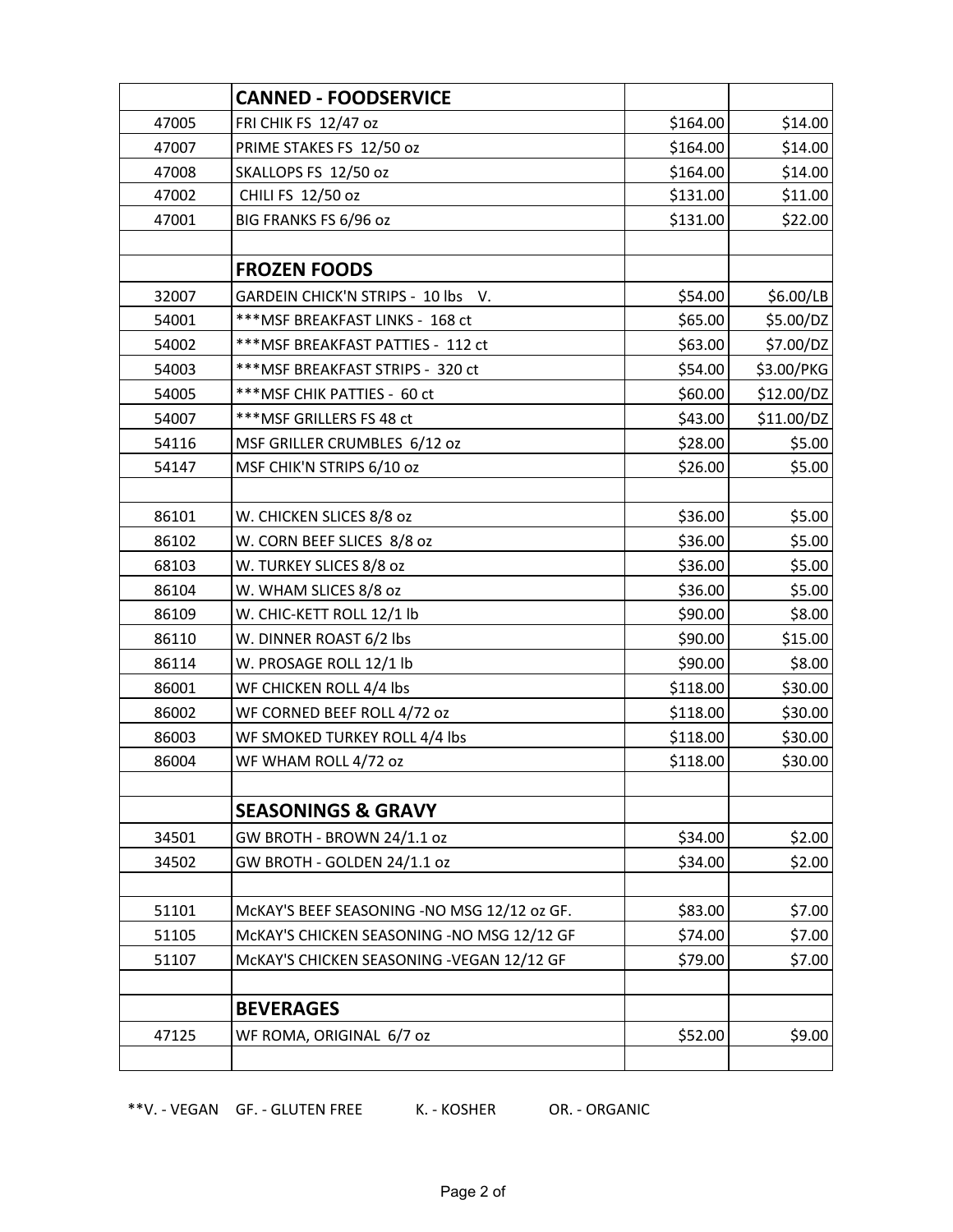| | | | |
|---|---|---|---|
| | **CANNED - FOODSERVICE** | | |
| 47005 | FRI CHIK FS 12/47 oz | $164.00 | $14.00 |
| 47007 | PRIME STAKES FS 12/50 oz | $164.00 | $14.00 |
| 47008 | SKALLOPS FS 12/50 oz | $164.00 | $14.00 |
| 47002 | CHILI FS 12/50 oz | $131.00 | $11.00 |
| 47001 | BIG FRANKS FS 6/96 oz | $131.00 | $22.00 |
| | | | |
| | **FROZEN FOODS** | | |
| 32007 | GARDEIN CHICK'N STRIPS - 10 lbs V. | $54.00 | $6.00/LB |
| 54001 | ***MSF BREAKFAST LINKS - 168 ct | $65.00 | $5.00/DZ |
| 54002 | ***MSF BREAKFAST PATTIES - 112 ct | $63.00 | $7.00/DZ |
| 54003 | ***MSF BREAKFAST STRIPS - 320 ct | $54.00 | $3.00/PKG |
| 54005 | ***MSF CHIK PATTIES - 60 ct | $60.00 | $12.00/DZ |
| 54007 | ***MSF GRILLERS FS 48 ct | $43.00 | $11.00/DZ |
| 54116 | MSF GRILLER CRUMBLES 6/12 oz | $28.00 | $5.00 |
| 54147 | MSF CHIK'N STRIPS 6/10 oz | $26.00 | $5.00 |
| | | | |
| 86101 | W. CHICKEN SLICES 8/8 oz | $36.00 | $5.00 |
| 86102 | W. CORN BEEF SLICES 8/8 oz | $36.00 | $5.00 |
| 68103 | W. TURKEY SLICES 8/8 oz | $36.00 | $5.00 |
| 86104 | W. WHAM SLICES 8/8 oz | $36.00 | $5.00 |
| 86109 | W. CHIC-KETT ROLL 12/1 lb | $90.00 | $8.00 |
| 86110 | W. DINNER ROAST 6/2 lbs | $90.00 | $15.00 |
| 86114 | W. PROSAGE ROLL 12/1 lb | $90.00 | $8.00 |
| 86001 | WF CHICKEN ROLL 4/4 lbs | $118.00 | $30.00 |
| 86002 | WF CORNED BEEF ROLL 4/72 oz | $118.00 | $30.00 |
| 86003 | WF SMOKED TURKEY ROLL 4/4 lbs | $118.00 | $30.00 |
| 86004 | WF WHAM ROLL 4/72 oz | $118.00 | $30.00 |
| | | | |
| | **SEASONINGS & GRAVY** | | |
| 34501 | GW BROTH - BROWN 24/1.1 oz | $34.00 | $2.00 |
| 34502 | GW BROTH - GOLDEN 24/1.1 oz | $34.00 | $2.00 |
| | | | |
| 51101 | McKAY'S BEEF SEASONING -NO MSG 12/12 oz GF. | $83.00 | $7.00 |
| 51105 | McKAY'S CHICKEN SEASONING -NO MSG 12/12 GF | $74.00 | $7.00 |
| 51107 | McKAY'S CHICKEN SEASONING -VEGAN 12/12 GF | $79.00 | $7.00 |
| | | | |
| | **BEVERAGES** | | |
| 47125 | WF ROMA, ORIGINAL 6/7 oz | $52.00 | $9.00 |
| | | | |

**V. - VEGAN GF. - GLUTEN FREE K. - KOSHER OR. - ORGANIC